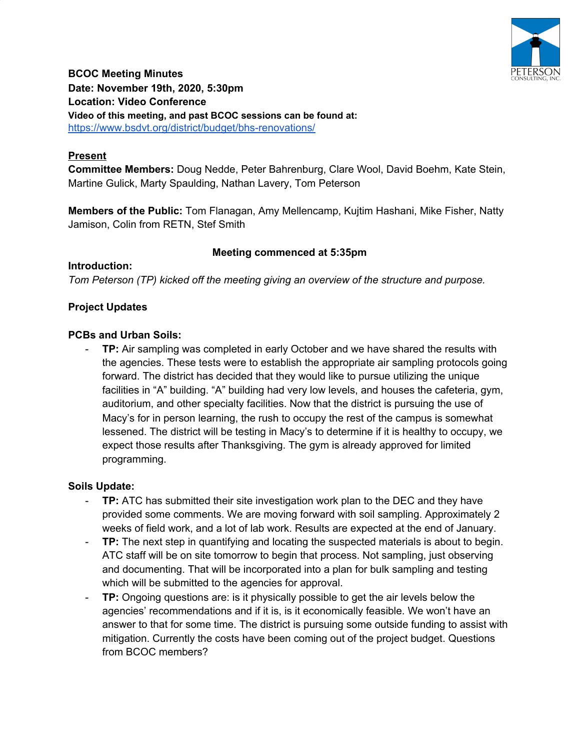**BCOC Meeting Minutes**
**Date: November 19th, 2020, 5:30pm**
**Location: Video Conference**
**Video of this meeting, and past BCOC sessions can be found at:**
https://www.bsdvt.org/district/budget/bhs-renovations/

**Present**
**Committee Members:** Doug Nedde, Peter Bahrenburg, Clare Wool, David Boehm, Kate Stein, Martine Gulick, Marty Spaulding, Nathan Lavery, Tom Peterson

**Members of the Public:** Tom Flanagan, Amy Mellencamp, Kujtim Hashani, Mike Fisher, Natty Jamison, Colin from RETN, Stef Smith

**Meeting commenced at 5:35pm**

**Introduction:**
*Tom Peterson (TP) kicked off the meeting giving an overview of the structure and purpose.*

**Project Updates**

**PCBs and Urban Soils:**

- **TP:** Air sampling was completed in early October and we have shared the results with the agencies. These tests were to establish the appropriate air sampling protocols going forward. The district has decided that they would like to pursue utilizing the unique facilities in "A" building. "A" building had very low levels, and houses the cafeteria, gym, auditorium, and other specialty facilities. Now that the district is pursuing the use of Macy's for in person learning, the rush to occupy the rest of the campus is somewhat lessened. The district will be testing in Macy's to determine if it is healthy to occupy, we expect those results after Thanksgiving. The gym is already approved for limited programming.

**Soils Update:**

- **TP:** ATC has submitted their site investigation work plan to the DEC and they have provided some comments. We are moving forward with soil sampling. Approximately 2 weeks of field work, and a lot of lab work. Results are expected at the end of January.
- **TP:** The next step in quantifying and locating the suspected materials is about to begin. ATC staff will be on site tomorrow to begin that process. Not sampling, just observing and documenting. That will be incorporated into a plan for bulk sampling and testing which will be submitted to the agencies for approval.
- **TP:** Ongoing questions are: is it physically possible to get the air levels below the agencies' recommendations and if it is, is it economically feasible. We won't have an answer to that for some time. The district is pursuing some outside funding to assist with mitigation. Currently the costs have been coming out of the project budget. Questions from BCOC members?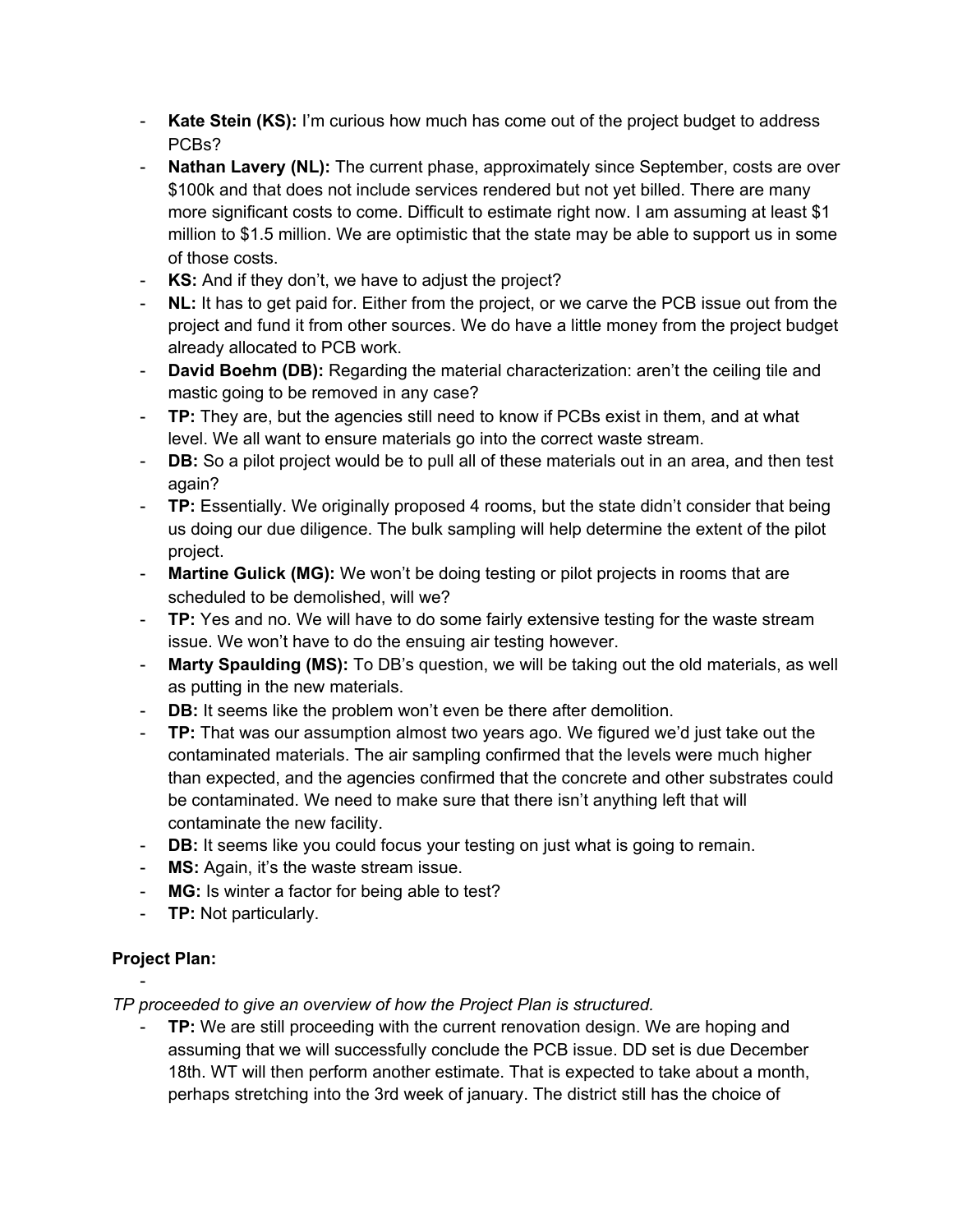- **Kate Stein (KS):** I'm curious how much has come out of the project budget to address PCBs?
- **Nathan Lavery (NL):** The current phase, approximately since September, costs are over $100k and that does not include services rendered but not yet billed. There are many more significant costs to come. Difficult to estimate right now. I am assuming at least $1 million to $1.5 million. We are optimistic that the state may be able to support us in some of those costs.
- **KS:** And if they don't, we have to adjust the project?
- **NL:** It has to get paid for. Either from the project, or we carve the PCB issue out from the project and fund it from other sources. We do have a little money from the project budget already allocated to PCB work.
- **David Boehm (DB):** Regarding the material characterization: aren't the ceiling tile and mastic going to be removed in any case?
- **TP:** They are, but the agencies still need to know if PCBs exist in them, and at what level. We all want to ensure materials go into the correct waste stream.
- **DB:** So a pilot project would be to pull all of these materials out in an area, and then test again?
- **TP:** Essentially. We originally proposed 4 rooms, but the state didn't consider that being us doing our due diligence. The bulk sampling will help determine the extent of the pilot project.
- **Martine Gulick (MG):** We won't be doing testing or pilot projects in rooms that are scheduled to be demolished, will we?
- **TP:** Yes and no. We will have to do some fairly extensive testing for the waste stream issue. We won't have to do the ensuing air testing however.
- **Marty Spaulding (MS):** To DB's question, we will be taking out the old materials, as well as putting in the new materials.
- **DB:** It seems like the problem won't even be there after demolition.
- **TP:** That was our assumption almost two years ago. We figured we'd just take out the contaminated materials. The air sampling confirmed that the levels were much higher than expected, and the agencies confirmed that the concrete and other substrates could be contaminated. We need to make sure that there isn't anything left that will contaminate the new facility.
- **DB:** It seems like you could focus your testing on just what is going to remain.
- **MS:** Again, it's the waste stream issue.
- **MG:** Is winter a factor for being able to test?
- **TP:** Not particularly.

**Project Plan:**

-

*TP proceeded to give an overview of how the Project Plan is structured.*

- **TP:** We are still proceeding with the current renovation design. We are hoping and assuming that we will successfully conclude the PCB issue. DD set is due December 18th. WT will then perform another estimate. That is expected to take about a month, perhaps stretching into the 3rd week of january. The district still has the choice of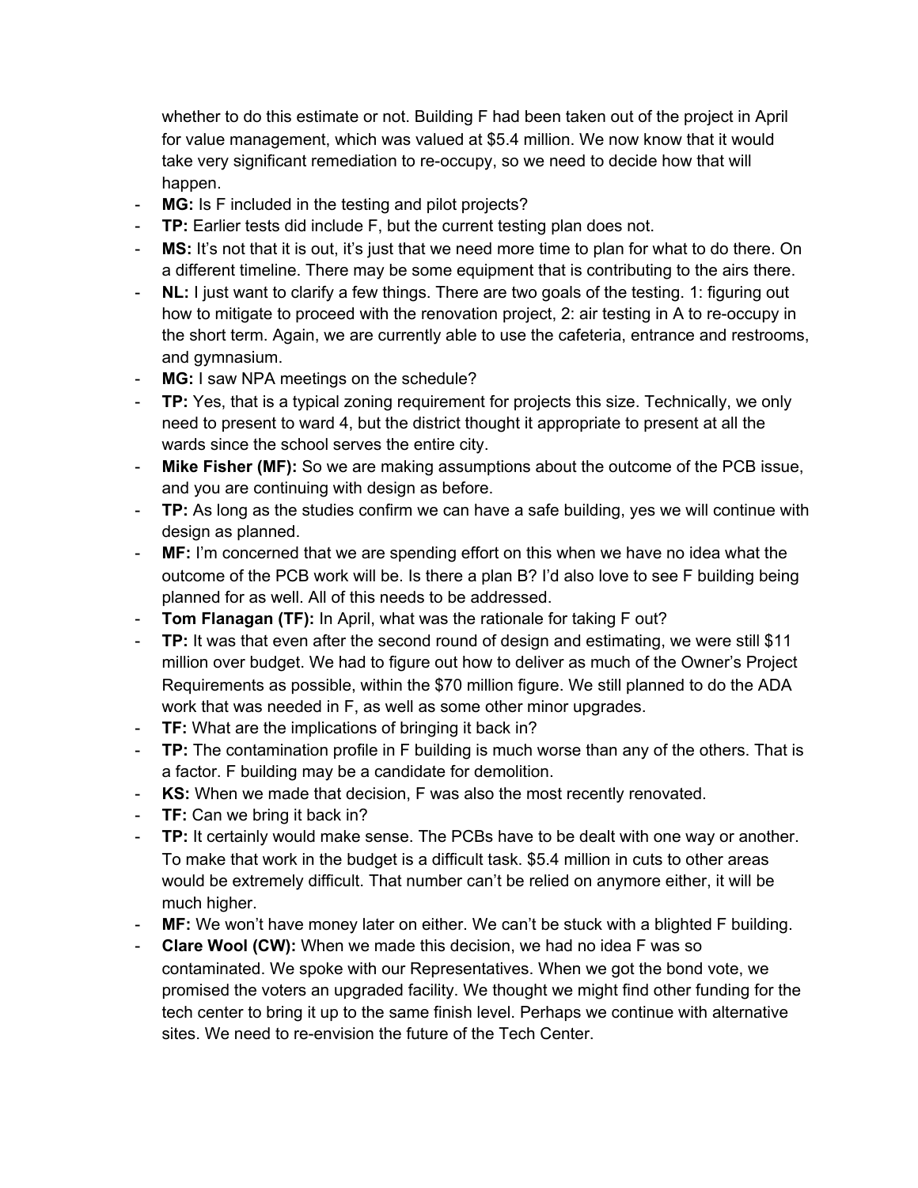whether to do this estimate or not. Building F had been taken out of the project in April for value management, which was valued at $5.4 million. We now know that it would take very significant remediation to re-occupy, so we need to decide how that will happen.

- **MG:** Is F included in the testing and pilot projects?
- **TP:** Earlier tests did include F, but the current testing plan does not.
- **MS:** It's not that it is out, it's just that we need more time to plan for what to do there. On a different timeline. There may be some equipment that is contributing to the airs there.
- **NL:** I just want to clarify a few things. There are two goals of the testing. 1: figuring out how to mitigate to proceed with the renovation project, 2: air testing in A to re-occupy in the short term. Again, we are currently able to use the cafeteria, entrance and restrooms, and gymnasium.
- **MG:** I saw NPA meetings on the schedule?
- **TP:** Yes, that is a typical zoning requirement for projects this size. Technically, we only need to present to ward 4, but the district thought it appropriate to present at all the wards since the school serves the entire city.
- **Mike Fisher (MF):** So we are making assumptions about the outcome of the PCB issue, and you are continuing with design as before.
- **TP:** As long as the studies confirm we can have a safe building, yes we will continue with design as planned.
- **MF:** I'm concerned that we are spending effort on this when we have no idea what the outcome of the PCB work will be. Is there a plan B? I'd also love to see F building being planned for as well. All of this needs to be addressed.
- **Tom Flanagan (TF):** In April, what was the rationale for taking F out?
- **TP:** It was that even after the second round of design and estimating, we were still $11 million over budget. We had to figure out how to deliver as much of the Owner's Project Requirements as possible, within the $70 million figure. We still planned to do the ADA work that was needed in F, as well as some other minor upgrades.
- **TF:** What are the implications of bringing it back in?
- **TP:** The contamination profile in F building is much worse than any of the others. That is a factor. F building may be a candidate for demolition.
- **KS:** When we made that decision, F was also the most recently renovated.
- **TF:** Can we bring it back in?
- **TP:** It certainly would make sense. The PCBs have to be dealt with one way or another. To make that work in the budget is a difficult task. $5.4 million in cuts to other areas would be extremely difficult. That number can't be relied on anymore either, it will be much higher.
- **MF:** We won't have money later on either. We can't be stuck with a blighted F building.
- **Clare Wool (CW):** When we made this decision, we had no idea F was so contaminated. We spoke with our Representatives. When we got the bond vote, we promised the voters an upgraded facility. We thought we might find other funding for the tech center to bring it up to the same finish level. Perhaps we continue with alternative sites. We need to re-envision the future of the Tech Center.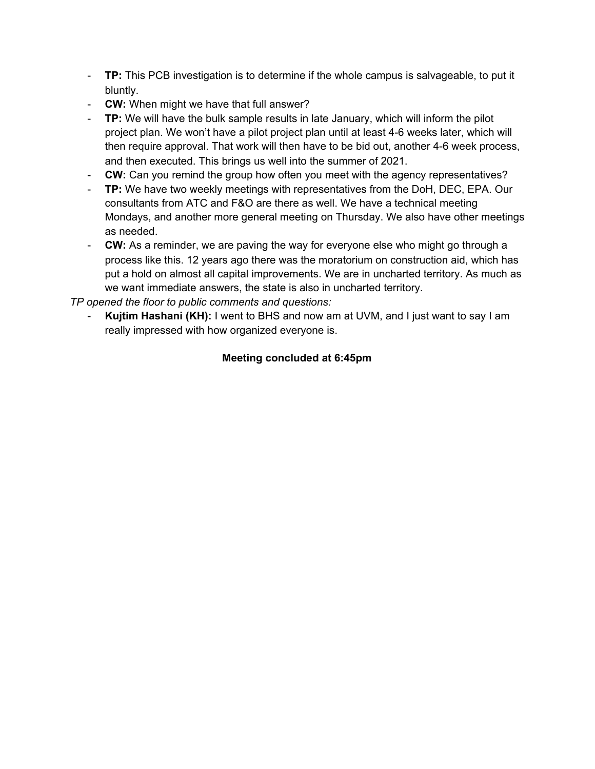- **TP:** This PCB investigation is to determine if the whole campus is salvageable, to put it bluntly.
- **CW:** When might we have that full answer?
- **TP:** We will have the bulk sample results in late January, which will inform the pilot project plan. We won't have a pilot project plan until at least 4-6 weeks later, which will then require approval. That work will then have to be bid out, another 4-6 week process, and then executed. This brings us well into the summer of 2021.
- **CW:** Can you remind the group how often you meet with the agency representatives?
- **TP:** We have two weekly meetings with representatives from the DoH, DEC, EPA. Our consultants from ATC and F&O are there as well. We have a technical meeting Mondays, and another more general meeting on Thursday. We also have other meetings as needed.
- **CW:** As a reminder, we are paving the way for everyone else who might go through a process like this. 12 years ago there was the moratorium on construction aid, which has put a hold on almost all capital improvements. We are in uncharted territory. As much as we want immediate answers, the state is also in uncharted territory.

*TP opened the floor to public comments and questions:*

- **Kujtim Hashani (KH):** I went to BHS and now am at UVM, and I just want to say I am really impressed with how organized everyone is.

**Meeting concluded at 6:45pm**